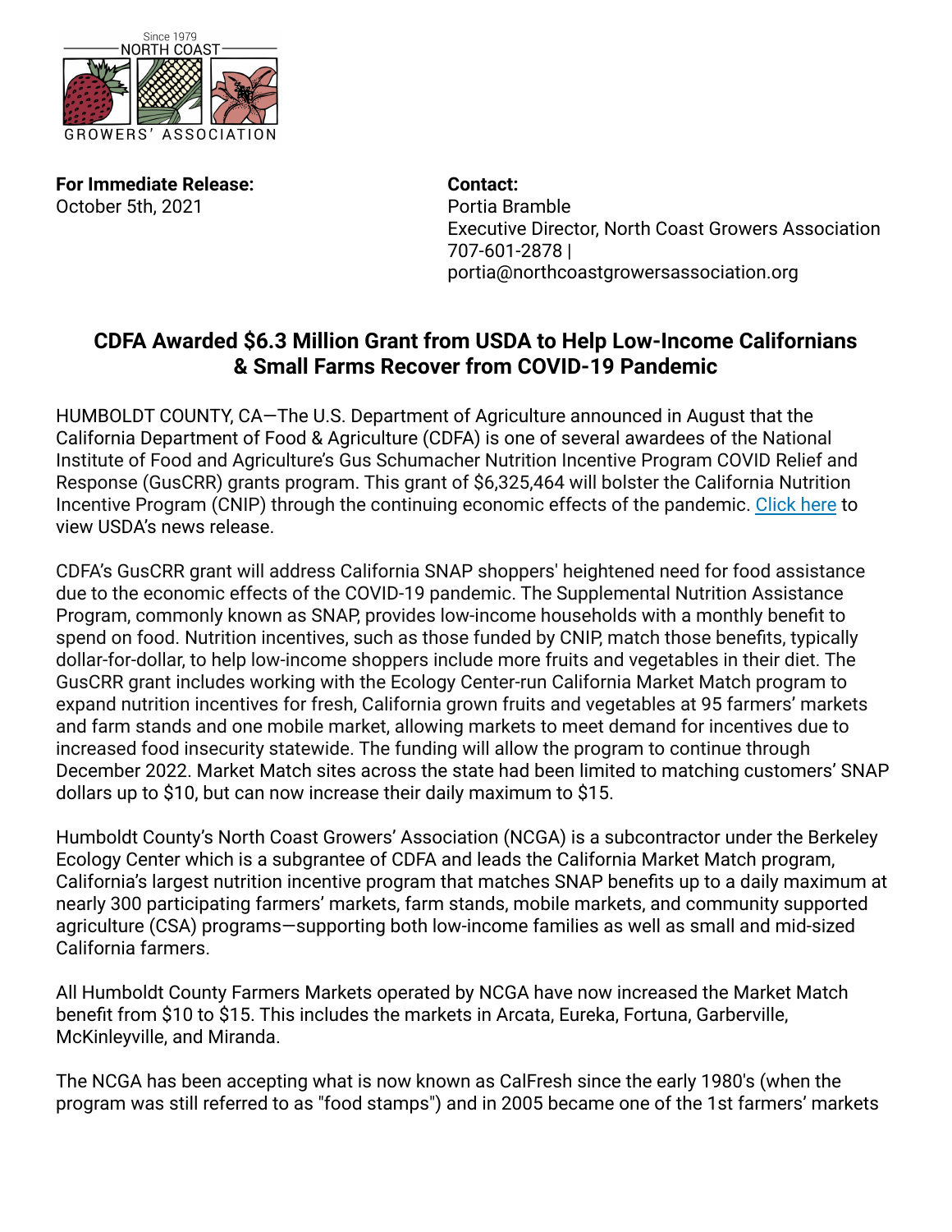Since 1979
NORTH COAST
GROWERS' ASSOCIATION

**For Immediate Release:**
October 5th, 2021

**Contact:**
Portia Bramble
Executive Director, North Coast Growers Association
707-601-2878 |
portia@northcoastgrowersassociation.org

## CDFA Awarded $6.3 Million Grant from USDA to Help Low-Income Californians & Small Farms Recover from COVID-19 Pandemic

HUMBOLDT COUNTY, CA—The U.S. Department of Agriculture announced in August that the California Department of Food & Agriculture (CDFA) is one of several awardees of the National Institute of Food and Agriculture's Gus Schumacher Nutrition Incentive Program COVID Relief and Response (GusCRR) grants program. This grant of $6,325,464 will bolster the California Nutrition Incentive Program (CNIP) through the continuing economic effects of the pandemic. Click here to view USDA's news release.

CDFA's GusCRR grant will address California SNAP shoppers' heightened need for food assistance due to the economic effects of the COVID-19 pandemic. The Supplemental Nutrition Assistance Program, commonly known as SNAP, provides low-income households with a monthly benefit to spend on food. Nutrition incentives, such as those funded by CNIP, match those benefits, typically dollar-for-dollar, to help low-income shoppers include more fruits and vegetables in their diet. The GusCRR grant includes working with the Ecology Center-run California Market Match program to expand nutrition incentives for fresh, California grown fruits and vegetables at 95 farmers' markets and farm stands and one mobile market, allowing markets to meet demand for incentives due to increased food insecurity statewide. The funding will allow the program to continue through December 2022. Market Match sites across the state had been limited to matching customers' SNAP dollars up to $10, but can now increase their daily maximum to $15.

Humboldt County's North Coast Growers' Association (NCGA) is a subcontractor under the Berkeley Ecology Center which is a subgrantee of CDFA and leads the California Market Match program, California's largest nutrition incentive program that matches SNAP benefits up to a daily maximum at nearly 300 participating farmers' markets, farm stands, mobile markets, and community supported agriculture (CSA) programs—supporting both low-income families as well as small and mid-sized California farmers.

All Humboldt County Farmers Markets operated by NCGA have now increased the Market Match benefit from $10 to $15. This includes the markets in Arcata, Eureka, Fortuna, Garberville, McKinleyville, and Miranda.

The NCGA has been accepting what is now known as CalFresh since the early 1980's (when the program was still referred to as "food stamps") and in 2005 became one of the 1st farmers' markets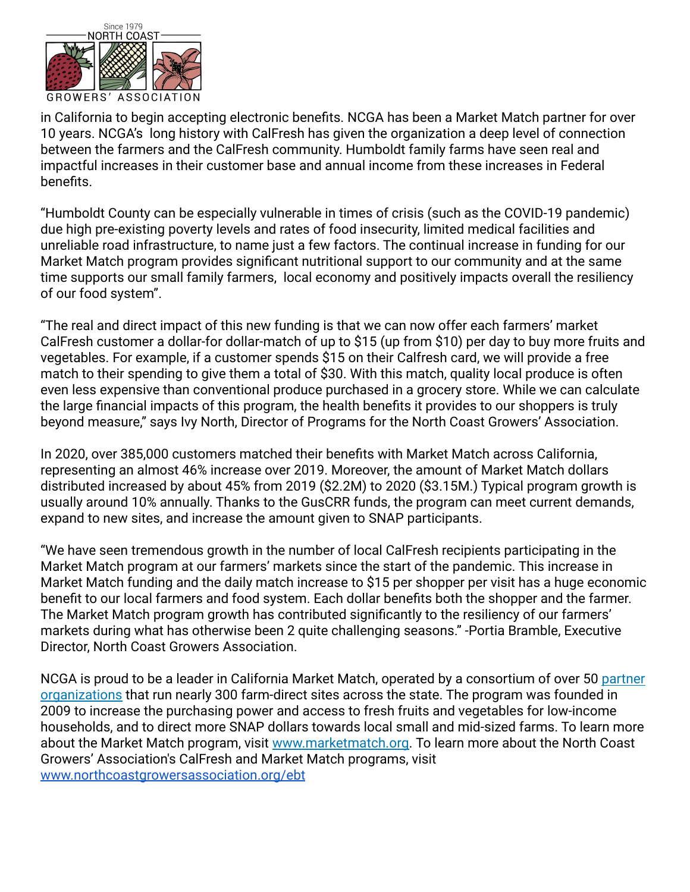in California to begin accepting electronic benefits. NCGA has been a Market Match partner for over 10 years. NCGA's long history with CalFresh has given the organization a deep level of connection between the farmers and the CalFresh community. Humboldt family farms have seen real and impactful increases in their customer base and annual income from these increases in Federal benefits.

"Humboldt County can be especially vulnerable in times of crisis (such as the COVID-19 pandemic) due high pre-existing poverty levels and rates of food insecurity, limited medical facilities and unreliable road infrastructure, to name just a few factors. The continual increase in funding for our Market Match program provides significant nutritional support to our community and at the same time supports our small family farmers, local economy and positively impacts overall the resiliency of our food system".

"The real and direct impact of this new funding is that we can now offer each farmers' market CalFresh customer a dollar-for dollar-match of up to $15 (up from $10) per day to buy more fruits and vegetables. For example, if a customer spends $15 on their Calfresh card, we will provide a free match to their spending to give them a total of $30. With this match, quality local produce is often even less expensive than conventional produce purchased in a grocery store. While we can calculate the large financial impacts of this program, the health benefits it provides to our shoppers is truly beyond measure," says Ivy North, Director of Programs for the North Coast Growers' Association.

In 2020, over 385,000 customers matched their benefits with Market Match across California, representing an almost 46% increase over 2019. Moreover, the amount of Market Match dollars distributed increased by about 45% from 2019 ($2.2M) to 2020 ($3.15M.) Typical program growth is usually around 10% annually. Thanks to the GusCRR funds, the program can meet current demands, expand to new sites, and increase the amount given to SNAP participants.

"We have seen tremendous growth in the number of local CalFresh recipients participating in the Market Match program at our farmers' markets since the start of the pandemic. This increase in Market Match funding and the daily match increase to $15 per shopper per visit has a huge economic benefit to our local farmers and food system. Each dollar benefits both the shopper and the farmer. The Market Match program growth has contributed significantly to the resiliency of our farmers' markets during what has otherwise been 2 quite challenging seasons." -Portia Bramble, Executive Director, North Coast Growers Association.

NCGA is proud to be a leader in California Market Match, operated by a consortium of over 50 [partner organizations](partner organizations) that run nearly 300 farm-direct sites across the state. The program was founded in 2009 to increase the purchasing power and access to fresh fruits and vegetables for low-income households, and to direct more SNAP dollars towards local small and mid-sized farms. To learn more about the Market Match program, visit [www.marketmatch.org](www.marketmatch.org). To learn more about the North Coast Growers' Association's CalFresh and Market Match programs, visit [www.northcoastgrowersassociation.org/ebt](www.northcoastgrowersassociation.org/ebt)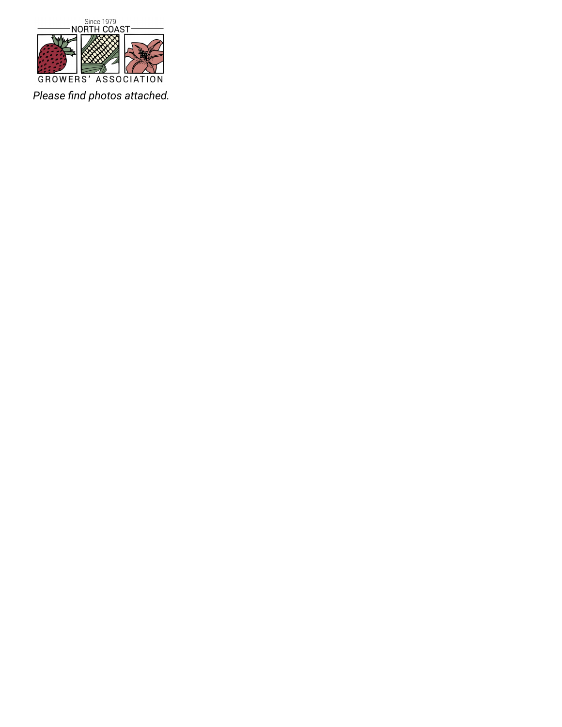Since 1979
NORTH COAST
GROWERS' ASSOCIATION

*Please find photos attached.*